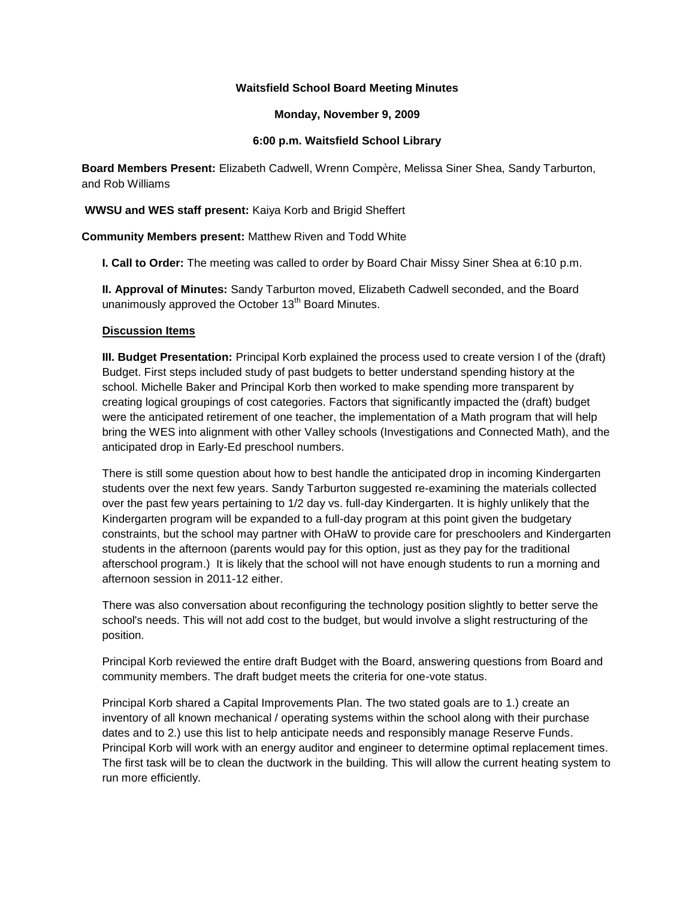**Waitsfield School Board Meeting Minutes**

**Monday, November 9, 2009**

**6:00 p.m. Waitsfield School Library**

**Board Members Present:** Elizabeth Cadwell, Wrenn Compère, Melissa Siner Shea, Sandy Tarburton, and Rob Williams

**WWSU and WES staff present:** Kaiya Korb and Brigid Sheffert

**Community Members present:** Matthew Riven and Todd White

**I. Call to Order:** The meeting was called to order by Board Chair Missy Siner Shea at 6:10 p.m.

**II. Approval of Minutes:** Sandy Tarburton moved, Elizabeth Cadwell seconded, and the Board unanimously approved the October 13th Board Minutes.

**Discussion Items**

**III. Budget Presentation:** Principal Korb explained the process used to create version I of the (draft) Budget. First steps included study of past budgets to better understand spending history at the school. Michelle Baker and Principal Korb then worked to make spending more transparent by creating logical groupings of cost categories. Factors that significantly impacted the (draft) budget were the anticipated retirement of one teacher, the implementation of a Math program that will help bring the WES into alignment with other Valley schools (Investigations and Connected Math), and the anticipated drop in Early-Ed preschool numbers.

There is still some question about how to best handle the anticipated drop in incoming Kindergarten students over the next few years. Sandy Tarburton suggested re-examining the materials collected over the past few years pertaining to 1/2 day vs. full-day Kindergarten. It is highly unlikely that the Kindergarten program will be expanded to a full-day program at this point given the budgetary constraints, but the school may partner with OHaW to provide care for preschoolers and Kindergarten students in the afternoon (parents would pay for this option, just as they pay for the traditional afterschool program.) It is likely that the school will not have enough students to run a morning and afternoon session in 2011-12 either.

There was also conversation about reconfiguring the technology position slightly to better serve the school's needs. This will not add cost to the budget, but would involve a slight restructuring of the position.

Principal Korb reviewed the entire draft Budget with the Board, answering questions from Board and community members. The draft budget meets the criteria for one-vote status.

Principal Korb shared a Capital Improvements Plan. The two stated goals are to 1.) create an inventory of all known mechanical / operating systems within the school along with their purchase dates and to 2.) use this list to help anticipate needs and responsibly manage Reserve Funds. Principal Korb will work with an energy auditor and engineer to determine optimal replacement times. The first task will be to clean the ductwork in the building. This will allow the current heating system to run more efficiently.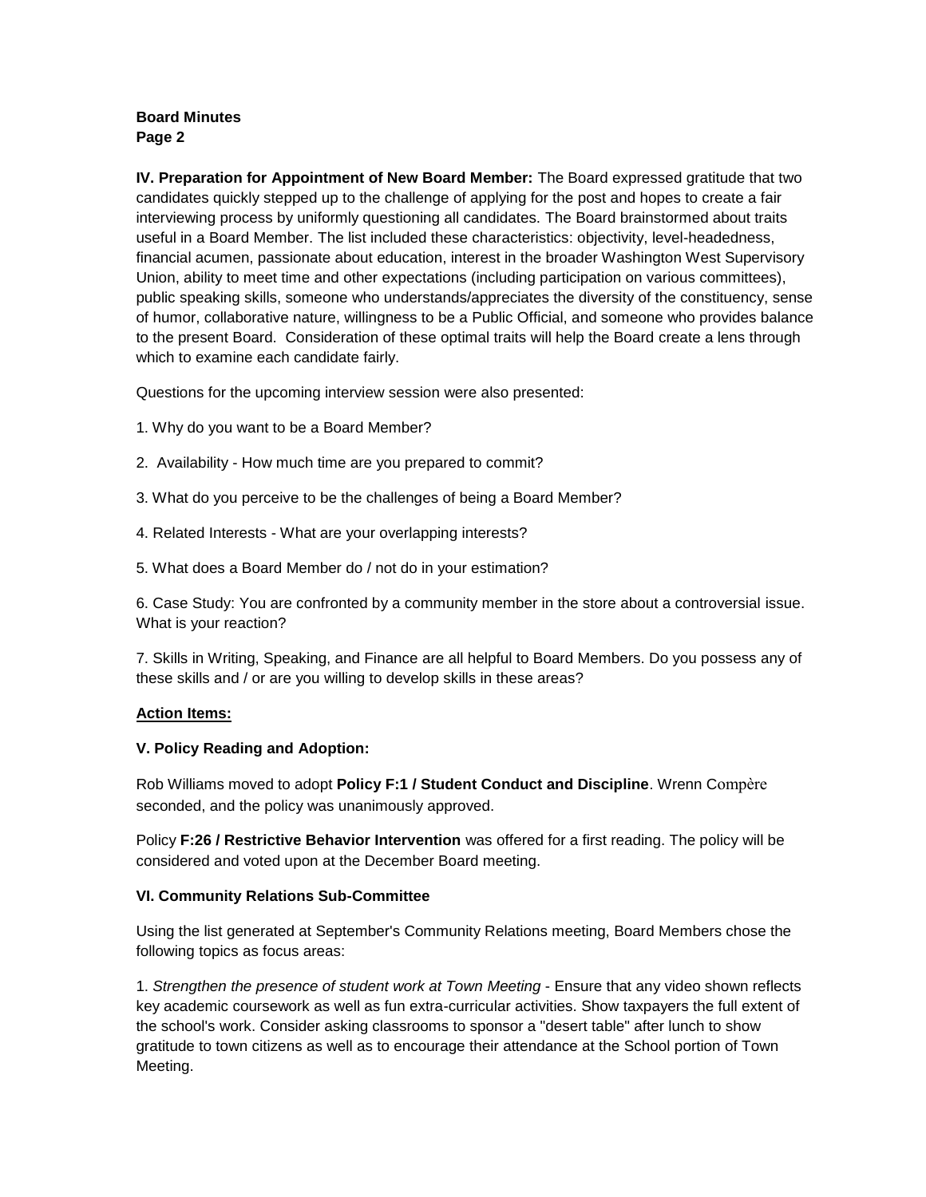**IV. Preparation for Appointment of New Board Member:** The Board expressed gratitude that two candidates quickly stepped up to the challenge of applying for the post and hopes to create a fair interviewing process by uniformly questioning all candidates. The Board brainstormed about traits useful in a Board Member. The list included these characteristics: objectivity, level-headedness, financial acumen, passionate about education, interest in the broader Washington West Supervisory Union, ability to meet time and other expectations (including participation on various committees), public speaking skills, someone who understands/appreciates the diversity of the constituency, sense of humor, collaborative nature, willingness to be a Public Official, and someone who provides balance to the present Board. Consideration of these optimal traits will help the Board create a lens through which to examine each candidate fairly.

Questions for the upcoming interview session were also presented:

1. Why do you want to be a Board Member?

2. Availability - How much time are you prepared to commit?

3. What do you perceive to be the challenges of being a Board Member?

4. Related Interests - What are your overlapping interests?

5. What does a Board Member do / not do in your estimation?

6. Case Study: You are confronted by a community member in the store about a controversial issue. What is your reaction?

7. Skills in Writing, Speaking, and Finance are all helpful to Board Members. Do you possess any of these skills and / or are you willing to develop skills in these areas?

**Action Items:**

**V. Policy Reading and Adoption:**

Rob Williams moved to adopt **Policy F:1 / Student Conduct and Discipline**. Wrenn Compère seconded, and the policy was unanimously approved.

Policy **F:26 / Restrictive Behavior Intervention** was offered for a first reading. The policy will be considered and voted upon at the December Board meeting.

**VI. Community Relations Sub-Committee**

Using the list generated at September's Community Relations meeting, Board Members chose the following topics as focus areas:

1. *Strengthen the presence of student work at Town Meeting* - Ensure that any video shown reflects key academic coursework as well as fun extra-curricular activities. Show taxpayers the full extent of the school's work. Consider asking classrooms to sponsor a "desert table" after lunch to show gratitude to town citizens as well as to encourage their attendance at the School portion of Town Meeting.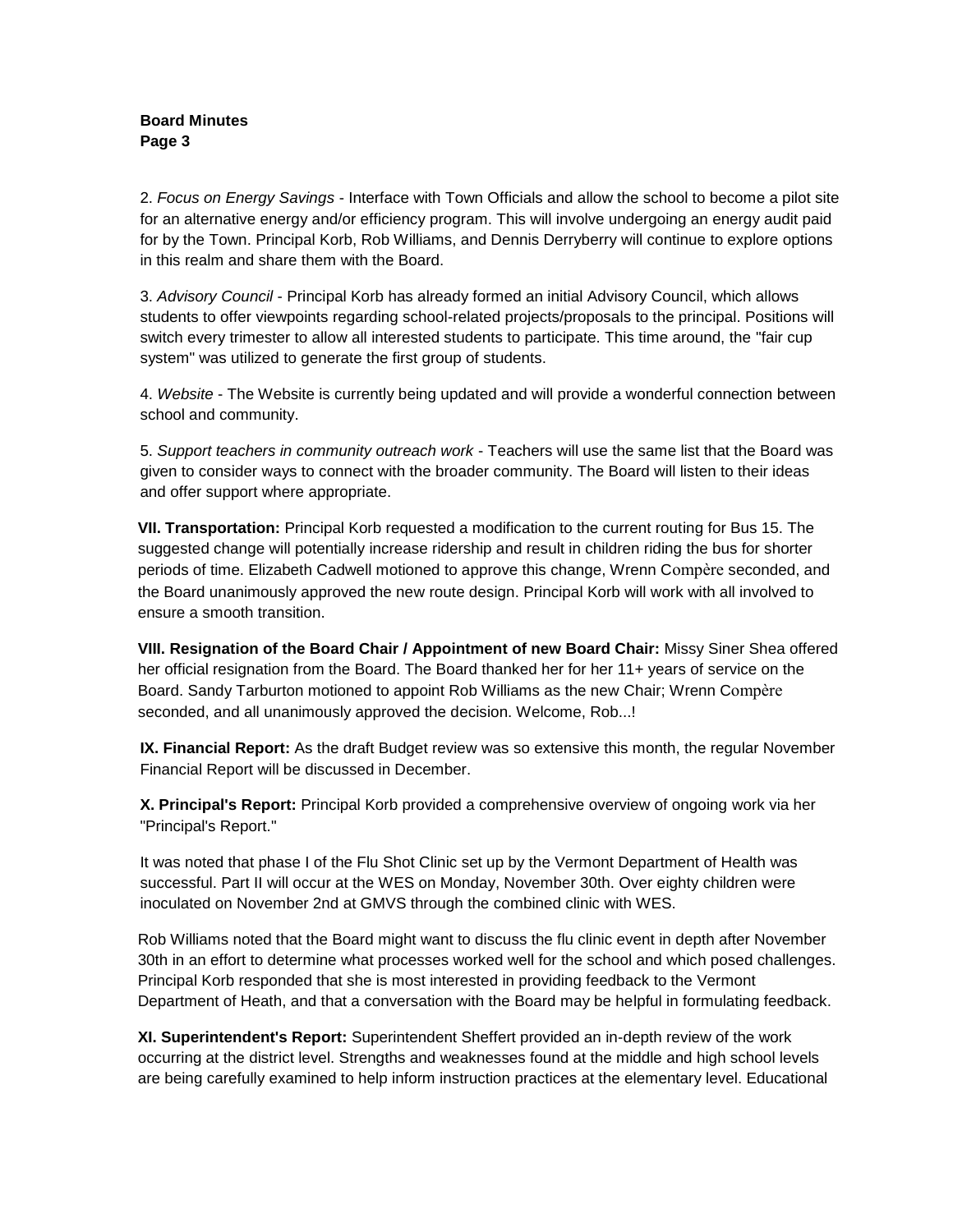2. *Focus on Energy Savings* - Interface with Town Officials and allow the school to become a pilot site for an alternative energy and/or efficiency program. This will involve undergoing an energy audit paid for by the Town. Principal Korb, Rob Williams, and Dennis Derryberry will continue to explore options in this realm and share them with the Board.

3. *Advisory Council* - Principal Korb has already formed an initial Advisory Council, which allows students to offer viewpoints regarding school-related projects/proposals to the principal. Positions will switch every trimester to allow all interested students to participate. This time around, the "fair cup system" was utilized to generate the first group of students.

4. *Website* - The Website is currently being updated and will provide a wonderful connection between school and community.

5. *Support teachers in community outreach work* - Teachers will use the same list that the Board was given to consider ways to connect with the broader community. The Board will listen to their ideas and offer support where appropriate.

**VII. Transportation:** Principal Korb requested a modification to the current routing for Bus 15. The suggested change will potentially increase ridership and result in children riding the bus for shorter periods of time. Elizabeth Cadwell motioned to approve this change, Wrenn Compère seconded, and the Board unanimously approved the new route design. Principal Korb will work with all involved to ensure a smooth transition.

**VIII. Resignation of the Board Chair / Appointment of new Board Chair:** Missy Siner Shea offered her official resignation from the Board. The Board thanked her for her 11+ years of service on the Board. Sandy Tarburton motioned to appoint Rob Williams as the new Chair; Wrenn Compère seconded, and all unanimously approved the decision. Welcome, Rob...!

**IX. Financial Report:** As the draft Budget review was so extensive this month, the regular November Financial Report will be discussed in December.

**X. Principal's Report:** Principal Korb provided a comprehensive overview of ongoing work via her "Principal's Report."

It was noted that phase I of the Flu Shot Clinic set up by the Vermont Department of Health was successful. Part II will occur at the WES on Monday, November 30th. Over eighty children were inoculated on November 2nd at GMVS through the combined clinic with WES.

Rob Williams noted that the Board might want to discuss the flu clinic event in depth after November 30th in an effort to determine what processes worked well for the school and which posed challenges. Principal Korb responded that she is most interested in providing feedback to the Vermont Department of Heath, and that a conversation with the Board may be helpful in formulating feedback.

**XI. Superintendent's Report:** Superintendent Sheffert provided an in-depth review of the work occurring at the district level. Strengths and weaknesses found at the middle and high school levels are being carefully examined to help inform instruction practices at the elementary level. Educational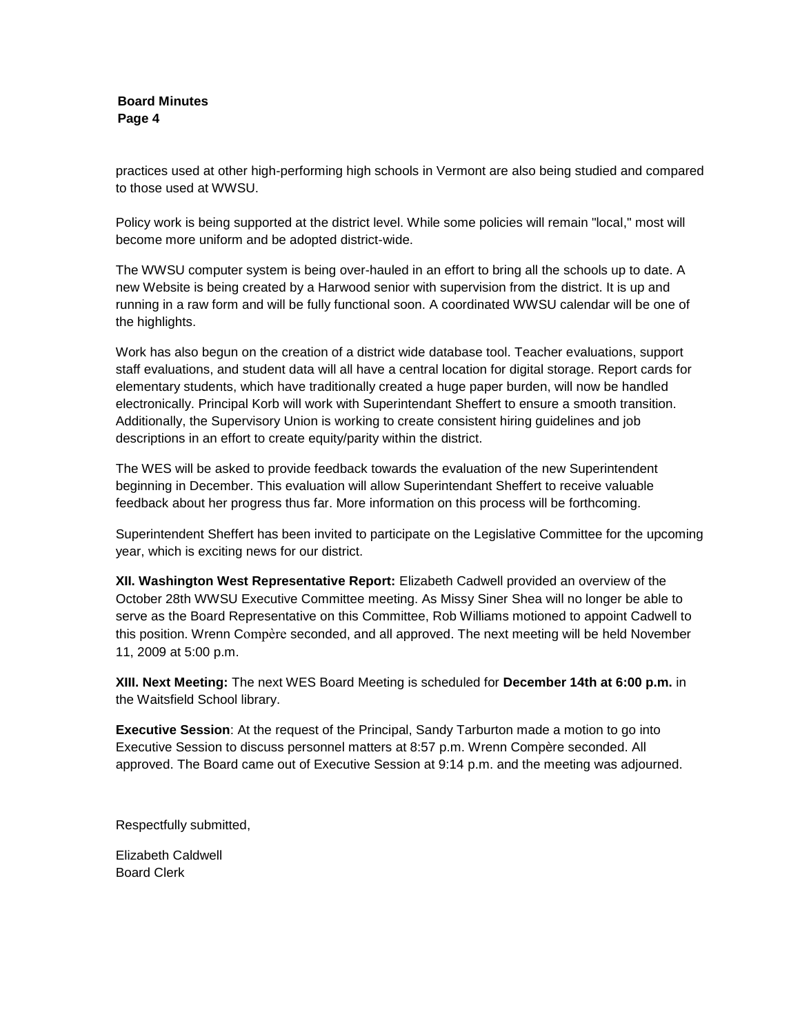practices used at other high-performing high schools in Vermont are also being studied and compared to those used at WWSU.

Policy work is being supported at the district level. While some policies will remain "local," most will become more uniform and be adopted district-wide.

The WWSU computer system is being over-hauled in an effort to bring all the schools up to date. A new Website is being created by a Harwood senior with supervision from the district. It is up and running in a raw form and will be fully functional soon. A coordinated WWSU calendar will be one of the highlights.

Work has also begun on the creation of a district wide database tool. Teacher evaluations, support staff evaluations, and student data will all have a central location for digital storage. Report cards for elementary students, which have traditionally created a huge paper burden, will now be handled electronically. Principal Korb will work with Superintendant Sheffert to ensure a smooth transition. Additionally, the Supervisory Union is working to create consistent hiring guidelines and job descriptions in an effort to create equity/parity within the district.

The WES will be asked to provide feedback towards the evaluation of the new Superintendent beginning in December. This evaluation will allow Superintendant Sheffert to receive valuable feedback about her progress thus far. More information on this process will be forthcoming.

Superintendent Sheffert has been invited to participate on the Legislative Committee for the upcoming year, which is exciting news for our district.

**XII. Washington West Representative Report:** Elizabeth Cadwell provided an overview of the October 28th WWSU Executive Committee meeting. As Missy Siner Shea will no longer be able to serve as the Board Representative on this Committee, Rob Williams motioned to appoint Cadwell to this position. Wrenn Compère seconded, and all approved. The next meeting will be held November 11, 2009 at 5:00 p.m.

**XIII. Next Meeting:** The next WES Board Meeting is scheduled for **December 14th at 6:00 p.m.** in the Waitsfield School library.

**Executive Session**: At the request of the Principal, Sandy Tarburton made a motion to go into Executive Session to discuss personnel matters at 8:57 p.m. Wrenn Compère seconded. All approved. The Board came out of Executive Session at 9:14 p.m. and the meeting was adjourned.

Respectfully submitted,

Elizabeth Caldwell
Board Clerk